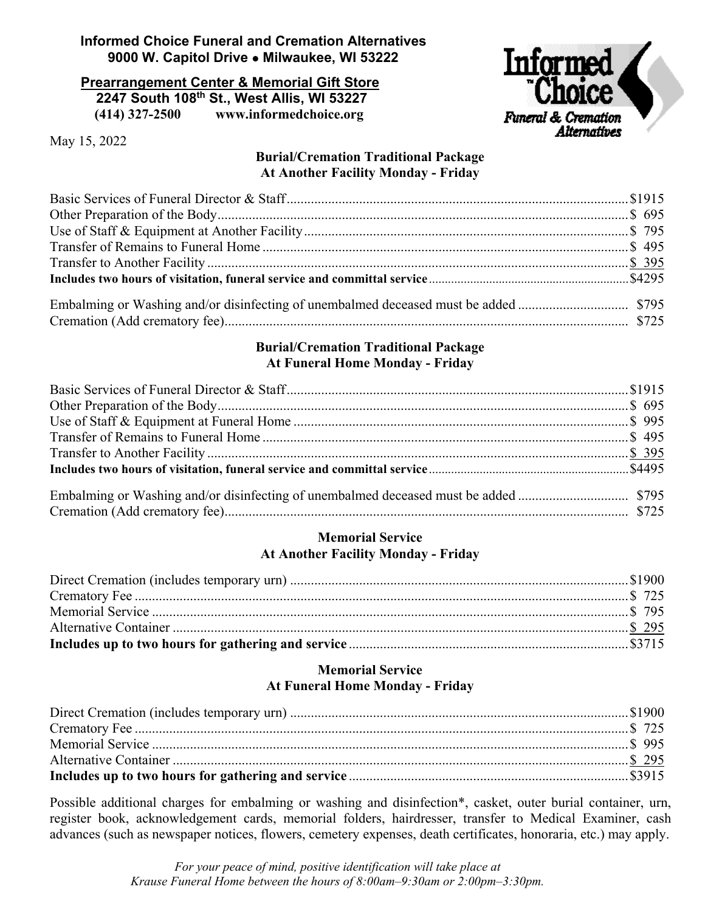**Informed Choice Funeral and Cremation Alternatives**
**9000 W. Capitol Drive • Milwaukee, WI 53222**

**Prearrangement Center & Memorial Gift Store**
**2247 South 108th St., West Allis, WI 53227**
**(414) 327-2500 www.informedchoice.org**

May 15, 2022

## Burial/Cremation Traditional Package
### At Another Facility Monday - Friday

| | |
|---|---|
| Basic Services of Funeral Director & Staff | $1915 |
| Other Preparation of the Body | $ 695 |
| Use of Staff & Equipment at Another Facility | $ 795 |
| Transfer of Remains to Funeral Home | $ 495 |
| Transfer to Another Facility | $ 395 |
| **Includes two hours of visitation, funeral service and committal service** | $4295 |

| | |
|---|---|
| Embalming or Washing and/or disinfecting of unembalmed deceased must be added | $795 |
| Cremation (Add crematory fee) | $725 |

## Burial/Cremation Traditional Package
### At Funeral Home Monday - Friday

| | |
|---|---|
| Basic Services of Funeral Director & Staff | $1915 |
| Other Preparation of the Body | $ 695 |
| Use of Staff & Equipment at Funeral Home | $ 995 |
| Transfer of Remains to Funeral Home | $ 495 |
| Transfer to Another Facility | $ 395 |
| **Includes two hours of visitation, funeral service and committal service** | $4495 |

| | |
|---|---|
| Embalming or Washing and/or disinfecting of unembalmed deceased must be added | $795 |
| Cremation (Add crematory fee) | $725 |

## Memorial Service
### At Another Facility Monday - Friday

| | |
|---|---|
| Direct Cremation (includes temporary urn) | $1900 |
| Crematory Fee | $ 725 |
| Memorial Service | $ 795 |
| Alternative Container | $ 295 |
| **Includes up to two hours for gathering and service** | $3715 |

## Memorial Service
### At Funeral Home Monday - Friday

| | |
|---|---|
| Direct Cremation (includes temporary urn) | $1900 |
| Crematory Fee | $ 725 |
| Memorial Service | $ 995 |
| Alternative Container | $ 295 |
| **Includes up to two hours for gathering and service** | $3915 |

Possible additional charges for embalming or washing and disinfection*, casket, outer burial container, urn, register book, acknowledgement cards, memorial folders, hairdresser, transfer to Medical Examiner, cash advances (such as newspaper notices, flowers, cemetery expenses, death certificates, honoraria, etc.) may apply.

*For your peace of mind, positive identification will take place at Krause Funeral Home between the hours of 8:00am–9:30am or 2:00pm–3:30pm.*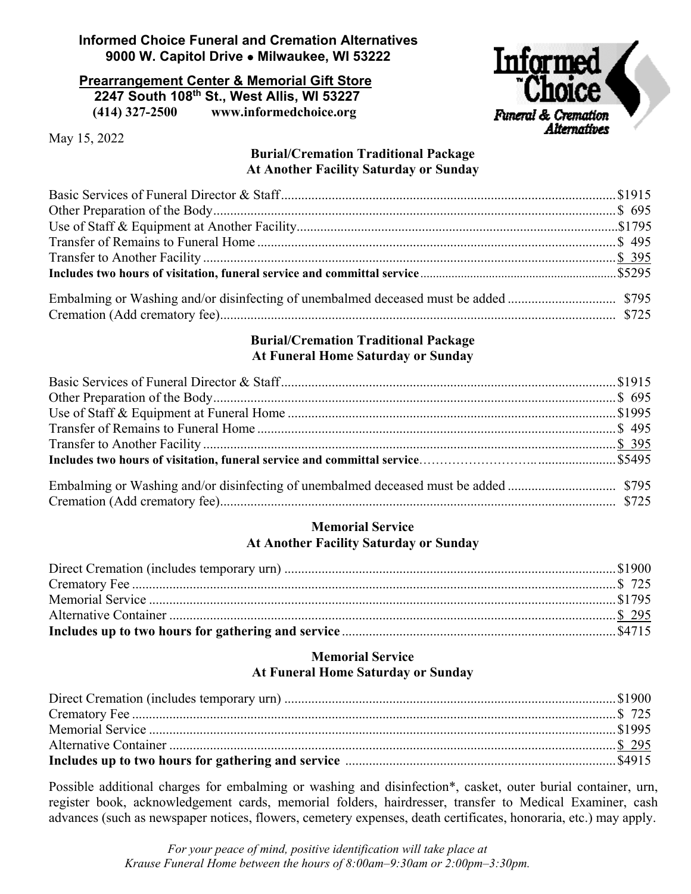**Informed Choice Funeral and Cremation Alternatives**
**9000 W. Capitol Drive • Milwaukee, WI 53222**

**Prearrangement Center & Memorial Gift Store**
**2247 South 108th St., West Allis, WI 53227**
**(414) 327-2500 www.informedchoice.org**

May 15, 2022

## Burial/Cremation Traditional Package At Another Facility Saturday or Sunday

| | |
|---|---|
| Basic Services of Funeral Director & Staff | $1915 |
| Other Preparation of the Body | $ 695 |
| Use of Staff & Equipment at Another Facility | $1795 |
| Transfer of Remains to Funeral Home | $ 495 |
| Transfer to Another Facility | $ 395 |
| **Includes two hours of visitation, funeral service and committal service** | $5295 |
| Embalming or Washing and/or disinfecting of unembalmed deceased must be added | $795 |
| Cremation (Add crematory fee) | $725 |

## Burial/Cremation Traditional Package At Funeral Home Saturday or Sunday

| | |
|---|---|
| Basic Services of Funeral Director & Staff | $1915 |
| Other Preparation of the Body | $ 695 |
| Use of Staff & Equipment at Funeral Home | $1995 |
| Transfer of Remains to Funeral Home | $ 495 |
| Transfer to Another Facility | $ 395 |
| **Includes two hours of visitation, funeral service and committal service** | $5495 |
| Embalming or Washing and/or disinfecting of unembalmed deceased must be added | $795 |
| Cremation (Add crematory fee) | $725 |

## Memorial Service At Another Facility Saturday or Sunday

| | |
|---|---|
| Direct Cremation (includes temporary urn) | $1900 |
| Crematory Fee | $ 725 |
| Memorial Service | $1795 |
| Alternative Container | $ 295 |
| **Includes up to two hours for gathering and service** | $4715 |

## Memorial Service At Funeral Home Saturday or Sunday

| | |
|---|---|
| Direct Cremation (includes temporary urn) | $1900 |
| Crematory Fee | $ 725 |
| Memorial Service | $1995 |
| Alternative Container | $ 295 |
| **Includes up to two hours for gathering and service** | $4915 |

Possible additional charges for embalming or washing and disinfection*, casket, outer burial container, urn, register book, acknowledgement cards, memorial folders, hairdresser, transfer to Medical Examiner, cash advances (such as newspaper notices, flowers, cemetery expenses, death certificates, honoraria, etc.) may apply.

*For your peace of mind, positive identification will take place at Krause Funeral Home between the hours of 8:00am–9:30am or 2:00pm–3:30pm.*